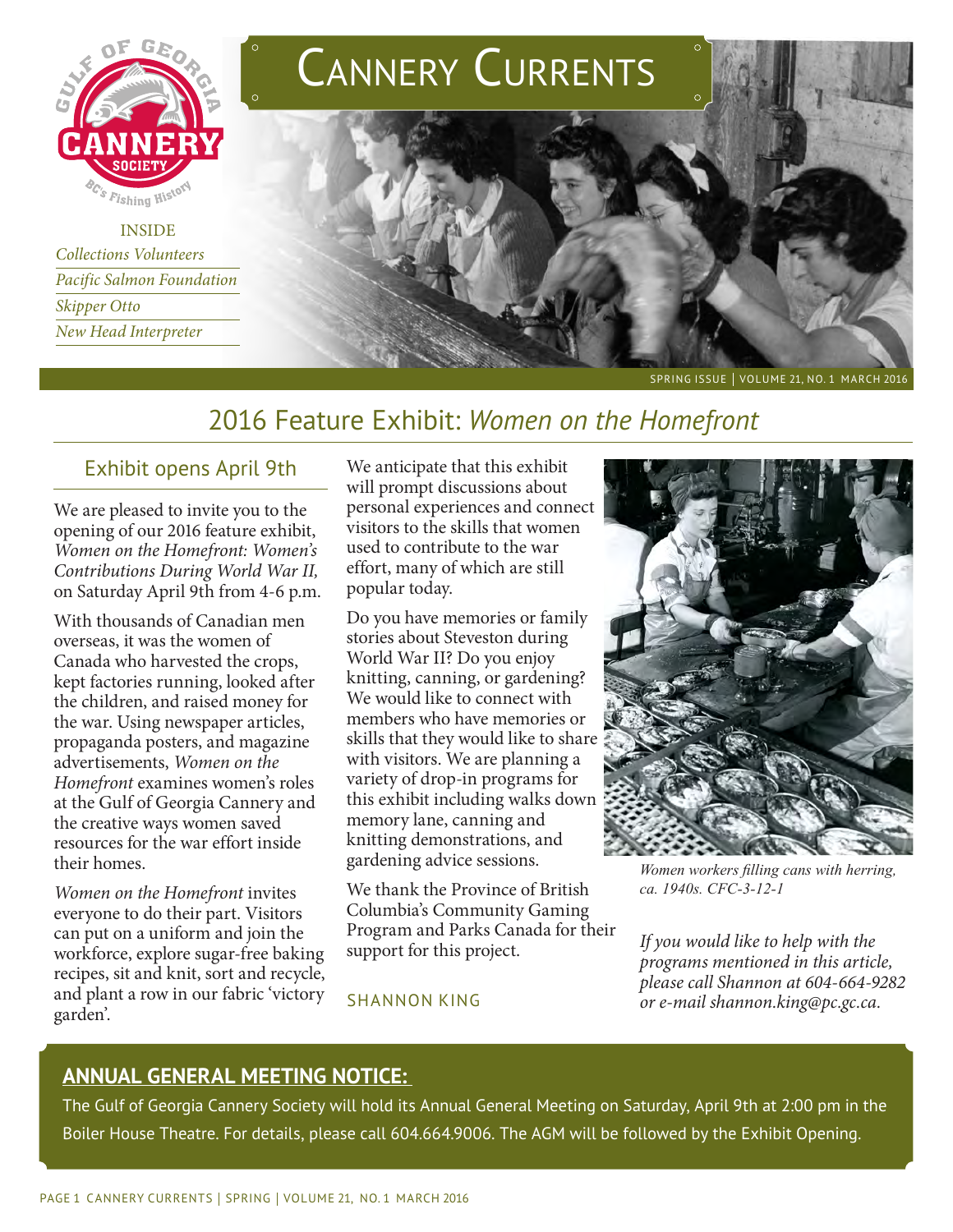# Cannery Currents

INSIDE

*Collections Volunteers*

*Pacific Salmon Foundation*

*Skipper Otto*

*New Head Interpreter*

SPRING ISSUE | VOLUME 21, NO. 1 MARCH 2016

## 2016 Feature Exhibit: *Women on the Homefront*

### Exhibit opens April 9th

We are pleased to invite you to the opening of our 2016 feature exhibit, *Women on the Homefront: Women's Contributions During World War II,* on Saturday April 9th from 4-6 p.m.

With thousands of Canadian men overseas, it was the women of Canada who harvested the crops, kept factories running, looked after the children, and raised money for the war. Using newspaper articles, propaganda posters, and magazine advertisements, *Women on the Homefront* examines women's roles at the Gulf of Georgia Cannery and the creative ways women saved resources for the war effort inside their homes.

*Women on the Homefront* invites everyone to do their part. Visitors can put on a uniform and join the workforce, explore sugar-free baking recipes, sit and knit, sort and recycle, and plant a row in our fabric 'victory garden'.

We anticipate that this exhibit will prompt discussions about personal experiences and connect visitors to the skills that women used to contribute to the war effort, many of which are still popular today.

Do you have memories or family stories about Steveston during World War II? Do you enjoy knitting, canning, or gardening? We would like to connect with members who have memories or skills that they would like to share with visitors. We are planning a variety of drop-in programs for this exhibit including walks down memory lane, canning and knitting demonstrations, and gardening advice sessions.

We thank the Province of British Columbia's Community Gaming Program and Parks Canada for their support for this project.

SHANNON KING

*Women workers filling cans with herring, ca. 1940s. CFC-3-12-1*

*If you would like to help with the programs mentioned in this article, please call Shannon at 604-664-9282 or e-mail shannon.king@pc.gc.ca.*

**ANNUAL GENERAL MEETING NOTICE:**

The Gulf of Georgia Cannery Society will hold its Annual General Meeting on Saturday, April 9th at 2:00 pm in the Boiler House Theatre. For details, please call 604.664.9006. The AGM will be followed by the Exhibit Opening.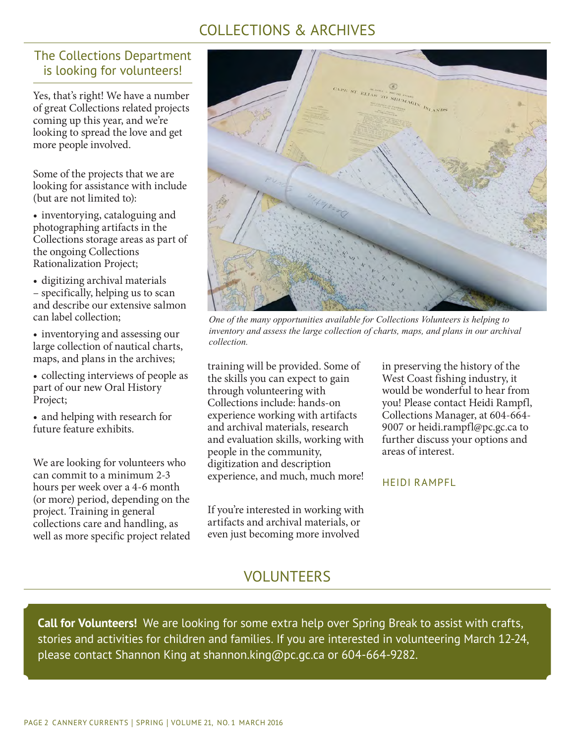# COLLECTIONS & ARCHIVES

## The Collections Department is looking for volunteers!

Yes, that's right! We have a number of great Collections related projects coming up this year, and we're looking to spread the love and get more people involved.

Some of the projects that we are looking for assistance with include (but are not limited to):

- inventorying, cataloguing and photographing artifacts in the Collections storage areas as part of the ongoing Collections Rationalization Project;
- digitizing archival materials – specifically, helping us to scan and describe our extensive salmon can label collection;
- inventorying and assessing our large collection of nautical charts, maps, and plans in the archives;
- collecting interviews of people as part of our new Oral History Project;
- and helping with research for future feature exhibits.

We are looking for volunteers who can commit to a minimum 2-3 hours per week over a 4-6 month (or more) period, depending on the project. Training in general collections care and handling, as well as more specific project related training will be provided. Some of the skills you can expect to gain through volunteering with Collections include: hands-on experience working with artifacts and archival materials, research and evaluation skills, working with people in the community, digitization and description experience, and much, much more!

*One of the many opportunities available for Collections Volunteers is helping to inventory and assess the large collection of charts, maps, and plans in our archival collection.*

If you're interested in working with artifacts and archival materials, or even just becoming more involved in preserving the history of the West Coast fishing industry, it would be wonderful to hear from you! Please contact Heidi Rampfl, Collections Manager, at 604-664-9007 or heidi.rampfl@pc.gc.ca to further discuss your options and areas of interest.

HEIDI RAMPFL

# VOLUNTEERS

**Call for Volunteers!** We are looking for some extra help over Spring Break to assist with crafts, stories and activities for children and families. If you are interested in volunteering March 12-24, please contact Shannon King at shannon.king@pc.gc.ca or 604-664-9282.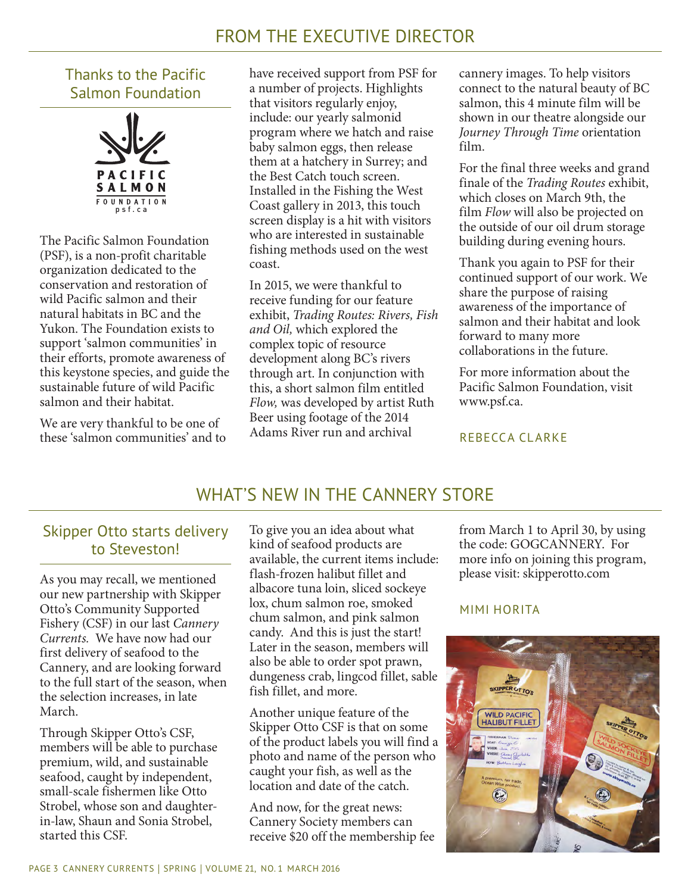# FROM THE EXECUTIVE DIRECTOR

## Thanks to the Pacific Salmon Foundation

The Pacific Salmon Foundation (PSF), is a non-profit charitable organization dedicated to the conservation and restoration of wild Pacific salmon and their natural habitats in BC and the Yukon. The Foundation exists to support 'salmon communities' in their efforts, promote awareness of this keystone species, and guide the sustainable future of wild Pacific salmon and their habitat.

We are very thankful to be one of these 'salmon communities' and to have received support from PSF for a number of projects. Highlights that visitors regularly enjoy, include: our yearly salmonid program where we hatch and raise baby salmon eggs, then release them at a hatchery in Surrey; and the Best Catch touch screen. Installed in the Fishing the West Coast gallery in 2013, this touch screen display is a hit with visitors who are interested in sustainable fishing methods used on the west coast.

In 2015, we were thankful to receive funding for our feature exhibit, *Trading Routes: Rivers, Fish and Oil,* which explored the complex topic of resource development along BC's rivers through art. In conjunction with this, a short salmon film entitled *Flow,* was developed by artist Ruth Beer using footage of the 2014 Adams River run and archival cannery images. To help visitors connect to the natural beauty of BC salmon, this 4 minute film will be shown in our theatre alongside our *Journey Through Time* orientation film.

For the final three weeks and grand finale of the *Trading Routes* exhibit, which closes on March 9th, the film *Flow* will also be projected on the outside of our oil drum storage building during evening hours.

Thank you again to PSF for their continued support of our work. We share the purpose of raising awareness of the importance of salmon and their habitat and look forward to many more collaborations in the future.

For more information about the Pacific Salmon Foundation, visit www.psf.ca.

REBECCA CLARKE

# WHAT'S NEW IN THE CANNERY STORE

## Skipper Otto starts delivery to Steveston!

As you may recall, we mentioned our new partnership with Skipper Otto's Community Supported Fishery (CSF) in our last *Cannery Currents.* We have now had our first delivery of seafood to the Cannery, and are looking forward to the full start of the season, when the selection increases, in late March.

Through Skipper Otto's CSF, members will be able to purchase premium, wild, and sustainable seafood, caught by independent, small-scale fishermen like Otto Strobel, whose son and daughter-in-law, Shaun and Sonia Strobel, started this CSF.

To give you an idea about what kind of seafood products are available, the current items include: flash-frozen halibut fillet and albacore tuna loin, sliced sockeye lox, chum salmon roe, smoked chum salmon, and pink salmon candy. And this is just the start! Later in the season, members will also be able to order spot prawn, dungeness crab, lingcod fillet, sable fish fillet, and more.

Another unique feature of the Skipper Otto CSF is that on some of the product labels you will find a photo and name of the person who caught your fish, as well as the location and date of the catch.

And now, for the great news: Cannery Society members can receive $20 off the membership fee from March 1 to April 30, by using the code: GOGCANNERY. For more info on joining this program, please visit: skipperotto.com

MIMI HORITA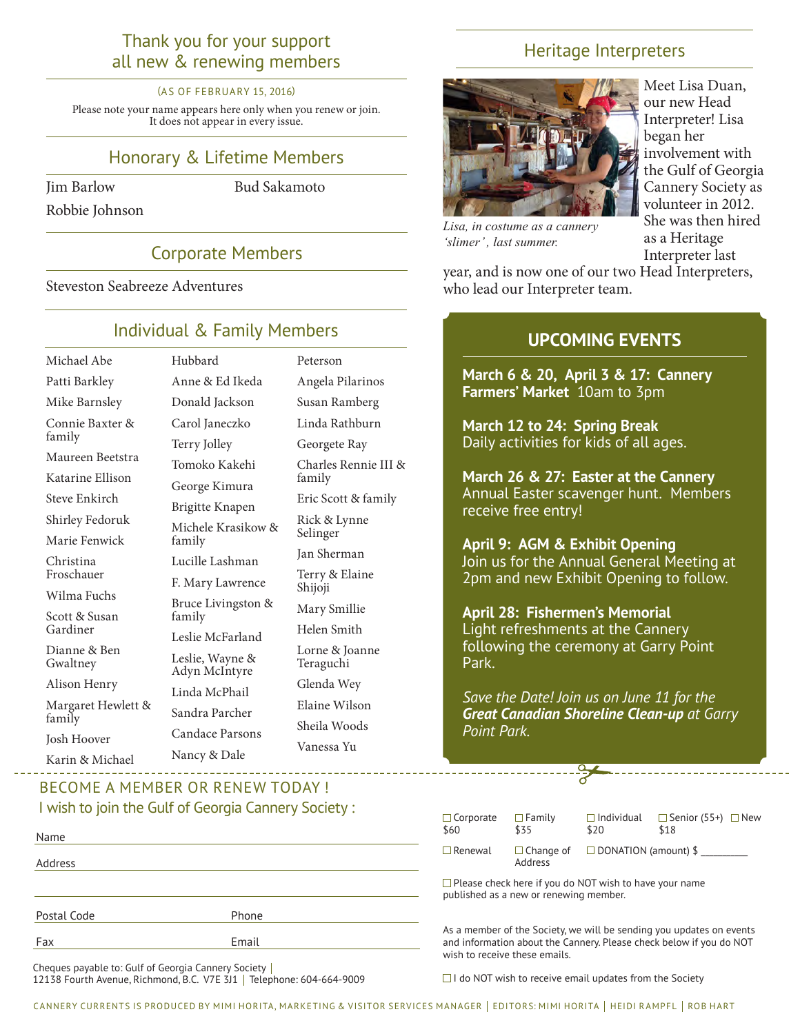## Thank you for your support all new & renewing members

(AS OF FEBRUARY 15, 2016)

Please note your name appears here only when you renew or join. It does not appear in every issue.

### Honorary & Lifetime Members

Jim Barlow

Bud Sakamoto

Robbie Johnson

### Corporate Members

Steveston Seabreeze Adventures

### Individual & Family Members

Michael Abe
Patti Barkley
Mike Barnsley
Connie Baxter & family
Maureen Beetstra
Katarine Ellison
Steve Enkirch
Shirley Fedoruk
Marie Fenwick
Christina Froschauer
Wilma Fuchs
Scott & Susan Gardiner
Dianne & Ben Gwaltney
Alison Henry
Margaret Hewlett & family
Josh Hoover
Karin & Michael Hubbard
Anne & Ed Ikeda
Donald Jackson
Carol Janeczko
Terry Jolley
Tomoko Kakehi
George Kimura
Brigitte Knapen
Michele Krasikow & family
Lucille Lashman
F. Mary Lawrence
Bruce Livingston & family
Leslie McFarland
Leslie, Wayne & Adyn McIntyre
Linda McPhail
Sandra Parcher
Candace Parsons
Nancy & Dale Peterson
Angela Pilarinos
Susan Ramberg
Linda Rathburn
Georgete Ray
Charles Rennie III & family
Eric Scott & family
Rick & Lynne Selinger
Jan Sherman
Terry & Elaine Shijoji
Mary Smillie
Helen Smith
Lorne & Joanne Teraguchi
Glenda Wey
Elaine Wilson
Sheila Woods
Vanessa Yu

## Heritage Interpreters

*Lisa, in costume as a cannery 'slimer', last summer.*

Meet Lisa Duan, our new Head Interpreter! Lisa began her involvement with the Gulf of Georgia Cannery Society as volunteer in 2012. She was then hired as a Heritage Interpreter last year, and is now one of our two Head Interpreters, who lead our Interpreter team.

## UPCOMING EVENTS

**March 6 & 20, April 3 & 17: Cannery Farmers' Market** 10am to 3pm

**March 12 to 24: Spring Break**
Daily activities for kids of all ages.

**March 26 & 27: Easter at the Cannery**
Annual Easter scavenger hunt. Members receive free entry!

**April 9: AGM & Exhibit Opening**
Join us for the Annual General Meeting at 2pm and new Exhibit Opening to follow.

**April 28: Fishermen's Memorial**
Light refreshments at the Cannery following the ceremony at Garry Point Park.

*Save the Date! Join us on June 11 for the* ***Great Canadian Shoreline Clean-up*** *at Garry Point Park.*

## BECOME A MEMBER OR RENEW TODAY !

I wish to join the Gulf of Georgia Cannery Society :

Name

Address

Postal Code Phone

Fax Email

Cheques payable to: Gulf of Georgia Cannery Society | 12138 Fourth Avenue, Richmond, B.C. V7E 3J1 | Telephone: 604-664-9009

☐ Corporate $60 ☐ Family $35 ☐ Individual $20 ☐ Senior (55+) $18 ☐ New

☐ Renewal ☐ Change of Address ☐ DONATION (amount) $ _________

☐ Please check here if you do NOT wish to have your name published as a new or renewing member.

As a member of the Society, we will be sending you updates on events and information about the Cannery. Please check below if you do NOT wish to receive these emails.

☐ I do NOT wish to receive email updates from the Society

CANNERY CURRENTS IS PRODUCED BY MIMI HORITA, MARKETING & VISITOR SERVICES MANAGER | EDITORS: MIMI HORITA | HEIDI RAMPFL | ROB HART